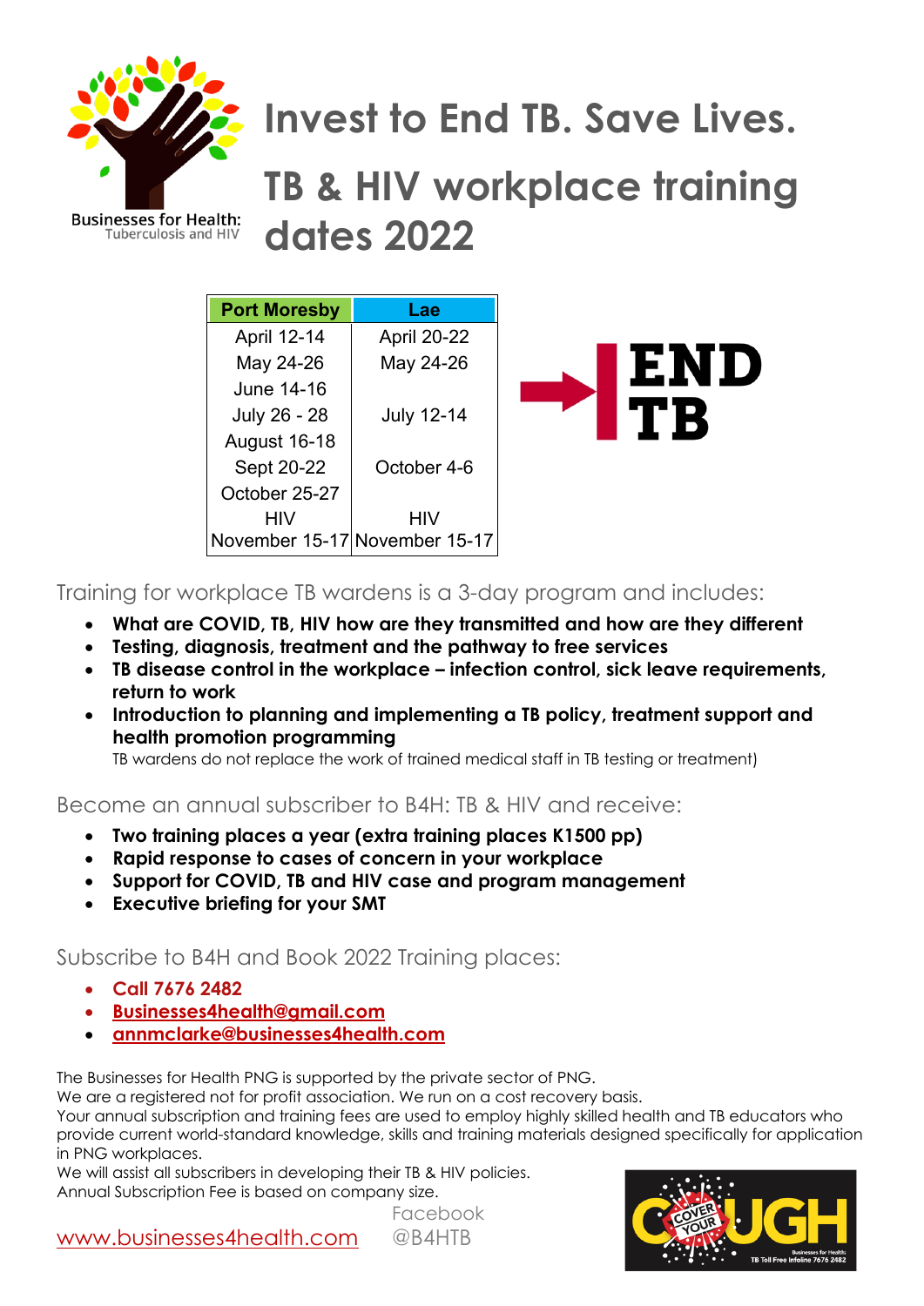Businesses for Health: Tuberculosis and HIV

# Invest to End TB. Save Lives.

# TB & HIV workplace training dates 2022

| Port Moresby | Lae |
|---|---|
| April 12-14 | April 20-22 |
| May 24-26 | May 24-26 |
| June 14-16 | |
| July 26 - 28 | July 12-14 |
| August 16-18 | |
| Sept 20-22 | October 4-6 |
| October 25-27 | |
| HIV November 15-17 | HIV November 15-17 |

END TB

## Training for workplace TB wardens is a 3-day program and includes:

- **What are COVID, TB, HIV how are they transmitted and how are they different**
- **Testing, diagnosis, treatment and the pathway to free services**
- **TB disease control in the workplace – infection control, sick leave requirements, return to work**
- **Introduction to planning and implementing a TB policy, treatment support and health promotion programming**

  TB wardens do not replace the work of trained medical staff in TB testing or treatment)

## Become an annual subscriber to B4H: TB & HIV and receive:

- **Two training places a year (extra training places K1500 pp)**
- **Rapid response to cases of concern in your workplace**
- **Support for COVID, TB and HIV case and program management**
- **Executive briefing for your SMT**

## Subscribe to B4H and Book 2022 Training places:

- **Call 7676 2482**
- **Businesses4health@gmail.com**
- **annmclarke@businesses4health.com**

The Businesses for Health PNG is supported by the private sector of PNG.
We are a registered not for profit association. We run on a cost recovery basis.
Your annual subscription and training fees are used to employ highly skilled health and TB educators who provide current world-standard knowledge, skills and training materials designed specifically for application in PNG workplaces.
We will assist all subscribers in developing their TB & HIV policies.
Annual Subscription Fee is based on company size.

www.businesses4health.com    Facebook @B4HTB

COVER YOUR COUGH
Businesses for Health: TB Toll Free Infoline 7676 2482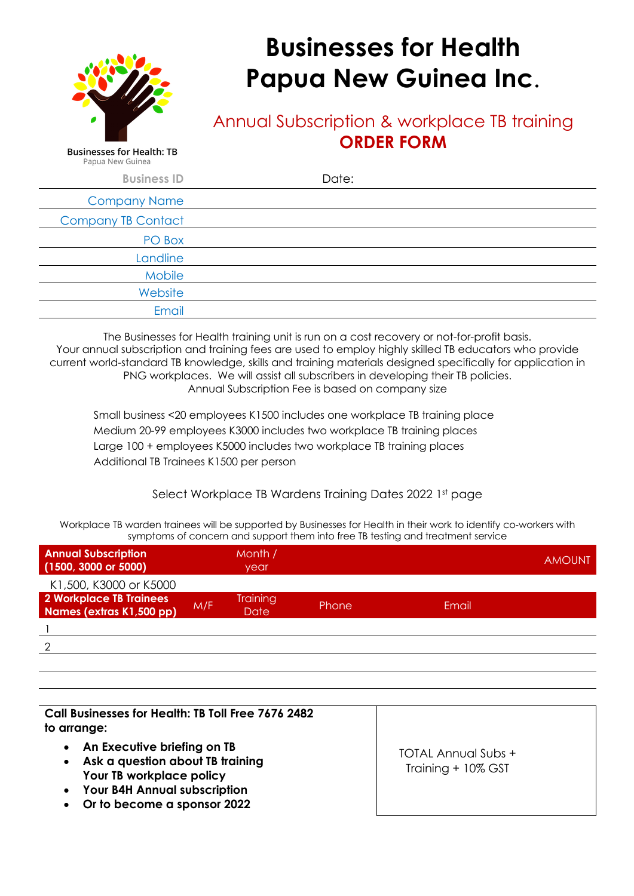Businesses for Health: TB
Papua New Guinea

# Businesses for Health Papua New Guinea Inc.

## Annual Subscription & workplace TB training
## ORDER FORM

| Business ID | Date: |
|---|---|
| Company Name | |
| Company TB Contact | |
| PO Box | |
| Landline | |
| Mobile | |
| Website | |
| Email | |

The Businesses for Health training unit is run on a cost recovery or not-for-profit basis. Your annual subscription and training fees are used to employ highly skilled TB educators who provide current world-standard TB knowledge, skills and training materials designed specifically for application in PNG workplaces. We will assist all subscribers in developing their TB policies.
Annual Subscription Fee is based on company size

Small business <20 employees K1500 includes one workplace TB training place
Medium 20-99 employees K3000 includes two workplace TB training places
Large 100 + employees K5000 includes two workplace TB training places
Additional TB Trainees K1500 per person

Select Workplace TB Wardens Training Dates 2022 1st page

Workplace TB warden trainees will be supported by Businesses for Health in their work to identify co-workers with symptoms of concern and support them into free TB testing and treatment service

| **Annual Subscription (1500, 3000 or 5000)** | | Month / year | | | AMOUNT |
|---|---|---|---|---|---|
| K1,500, K3000 or K5000 | | | | | |
| **2 Workplace TB Trainees Names (extras K1,500 pp)** | M/F | Training Date | Phone | Email | |
| 1 | | | | | |
| 2 | | | | | |
| | | | | | |
| | | | | | |

**Call Businesses for Health: TB Toll Free 7676 2482 to arrange:**

- **An Executive briefing on TB**
- **Ask a question about TB training Your TB workplace policy**
- **Your B4H Annual subscription**
- **Or to become a sponsor 2022**

TOTAL Annual Subs + Training + 10% GST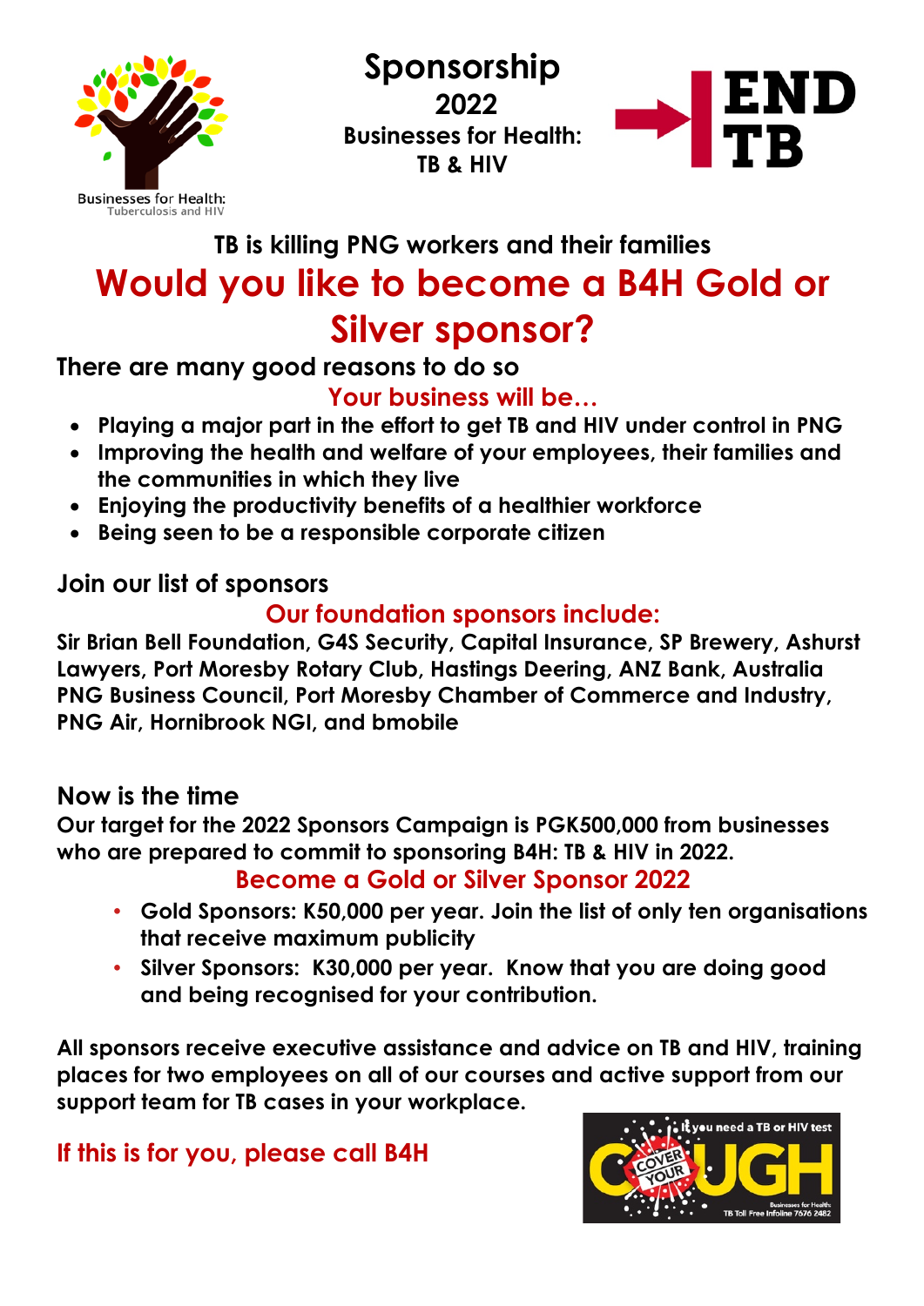Businesses for Health: Tuberculosis and HIV

# Sponsorship 2022

## Businesses for Health: TB & HIV

END TB

### TB is killing PNG workers and their families

# Would you like to become a B4H Gold or Silver sponsor?

**There are many good reasons to do so**

**Your business will be…**

- **Playing a major part in the effort to get TB and HIV under control in PNG**
- **Improving the health and welfare of your employees, their families and the communities in which they live**
- **Enjoying the productivity benefits of a healthier workforce**
- **Being seen to be a responsible corporate citizen**

## Join our list of sponsors

**Our foundation sponsors include:**

**Sir Brian Bell Foundation, G4S Security, Capital Insurance, SP Brewery, Ashurst Lawyers, Port Moresby Rotary Club, Hastings Deering, ANZ Bank, Australia PNG Business Council, Port Moresby Chamber of Commerce and Industry, PNG Air, Hornibrook NGI, and bmobile**

## Now is the time

**Our target for the 2022 Sponsors Campaign is PGK500,000 from businesses who are prepared to commit to sponsoring B4H: TB & HIV in 2022.**

**Become a Gold or Silver Sponsor 2022**

- **Gold Sponsors: K50,000 per year. Join the list of only ten organisations that receive maximum publicity**
- **Silver Sponsors: K30,000 per year. Know that you are doing good and being recognised for your contribution.**

**All sponsors receive executive assistance and advice on TB and HIV, training places for two employees on all of our courses and active support from our support team for TB cases in your workplace.**

**If this is for you, please call B4H**

If you need a TB or HIV test

COVER YOUR COUGH

Businesses for Health
TB Toll Free Infoline 7676 2482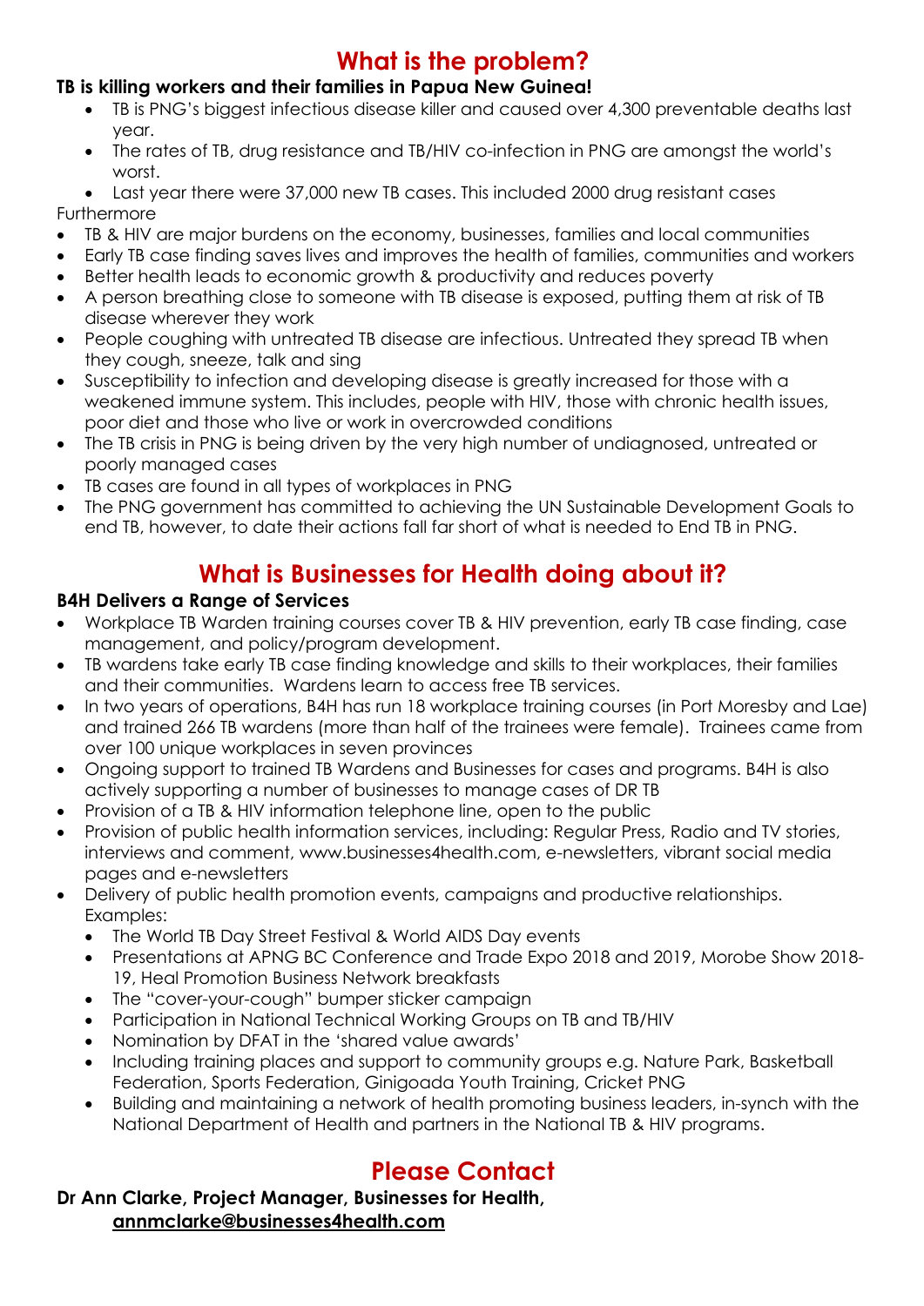## What is the problem?

**TB is killing workers and their families in Papua New Guinea!**

- TB is PNG's biggest infectious disease killer and caused over 4,300 preventable deaths last year.
- The rates of TB, drug resistance and TB/HIV co-infection in PNG are amongst the world's worst.
- Last year there were 37,000 new TB cases. This included 2000 drug resistant cases

Furthermore

- TB & HIV are major burdens on the economy, businesses, families and local communities
- Early TB case finding saves lives and improves the health of families, communities and workers
- Better health leads to economic growth & productivity and reduces poverty
- A person breathing close to someone with TB disease is exposed, putting them at risk of TB disease wherever they work
- People coughing with untreated TB disease are infectious. Untreated they spread TB when they cough, sneeze, talk and sing
- Susceptibility to infection and developing disease is greatly increased for those with a weakened immune system. This includes, people with HIV, those with chronic health issues, poor diet and those who live or work in overcrowded conditions
- The TB crisis in PNG is being driven by the very high number of undiagnosed, untreated or poorly managed cases
- TB cases are found in all types of workplaces in PNG
- The PNG government has committed to achieving the UN Sustainable Development Goals to end TB, however, to date their actions fall far short of what is needed to End TB in PNG.

## What is Businesses for Health doing about it?

**B4H Delivers a Range of Services**

- Workplace TB Warden training courses cover TB & HIV prevention, early TB case finding, case management, and policy/program development.
- TB wardens take early TB case finding knowledge and skills to their workplaces, their families and their communities. Wardens learn to access free TB services.
- In two years of operations, B4H has run 18 workplace training courses (in Port Moresby and Lae) and trained 266 TB wardens (more than half of the trainees were female). Trainees came from over 100 unique workplaces in seven provinces
- Ongoing support to trained TB Wardens and Businesses for cases and programs. B4H is also actively supporting a number of businesses to manage cases of DR TB
- Provision of a TB & HIV information telephone line, open to the public
- Provision of public health information services, including: Regular Press, Radio and TV stories, interviews and comment, www.businesses4health.com, e-newsletters, vibrant social media pages and e-newsletters
- Delivery of public health promotion events, campaigns and productive relationships. Examples:
  - The World TB Day Street Festival & World AIDS Day events
  - Presentations at APNG BC Conference and Trade Expo 2018 and 2019, Morobe Show 2018-19, Heal Promotion Business Network breakfasts
  - The "cover-your-cough" bumper sticker campaign
  - Participation in National Technical Working Groups on TB and TB/HIV
  - Nomination by DFAT in the 'shared value awards'
  - Including training places and support to community groups e.g. Nature Park, Basketball Federation, Sports Federation, Ginigoada Youth Training, Cricket PNG
  - Building and maintaining a network of health promoting business leaders, in-synch with the National Department of Health and partners in the National TB & HIV programs.

## Please Contact

**Dr Ann Clarke, Project Manager, Businesses for Health,**
**annmclarke@businesses4health.com**